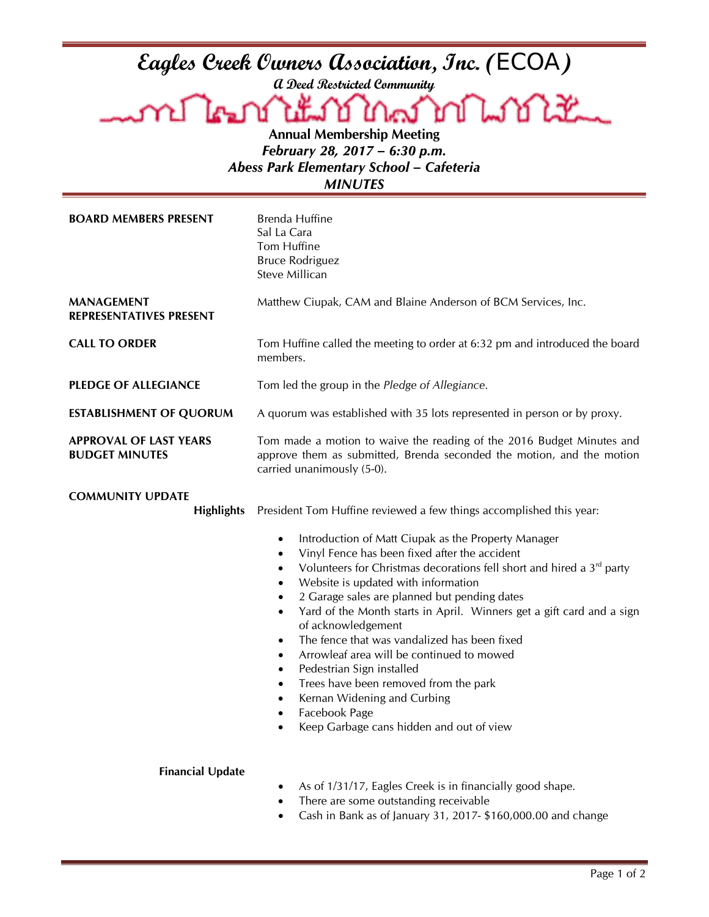# Eagles Creek Owners Association, Inc. (ECOA)

**A Deed Restricted Community**

**Annual Membership Meeting**
***February 28, 2017 – 6:30 p.m.***
***Abess Park Elementary School – Cafeteria***
***MINUTES***

**BOARD MEMBERS PRESENT**

Brenda Huffine
Sal La Cara
Tom Huffine
Bruce Rodriguez
Steve Millican

**MANAGEMENT REPRESENTATIVES PRESENT**

Matthew Ciupak, CAM and Blaine Anderson of BCM Services, Inc.

**CALL TO ORDER**

Tom Huffine called the meeting to order at 6:32 pm and introduced the board members.

**PLEDGE OF ALLEGIANCE**

Tom led the group in the *Pledge of Allegiance*.

**ESTABLISHMENT OF QUORUM**

A quorum was established with 35 lots represented in person or by proxy.

**APPROVAL OF LAST YEARS BUDGET MINUTES**

Tom made a motion to waive the reading of the 2016 Budget Minutes and approve them as submitted, Brenda seconded the motion, and the motion carried unanimously (5-0).

**COMMUNITY UPDATE**

**Highlights**

President Tom Huffine reviewed a few things accomplished this year:

- Introduction of Matt Ciupak as the Property Manager
- Vinyl Fence has been fixed after the accident
- Volunteers for Christmas decorations fell short and hired a 3rd party
- Website is updated with information
- 2 Garage sales are planned but pending dates
- Yard of the Month starts in April. Winners get a gift card and a sign of acknowledgement
- The fence that was vandalized has been fixed
- Arrowleaf area will be continued to mowed
- Pedestrian Sign installed
- Trees have been removed from the park
- Kernan Widening and Curbing
- Facebook Page
- Keep Garbage cans hidden and out of view

**Financial Update**

- As of 1/31/17, Eagles Creek is in financially good shape.
- There are some outstanding receivable
- Cash in Bank as of January 31, 2017- $160,000.00 and change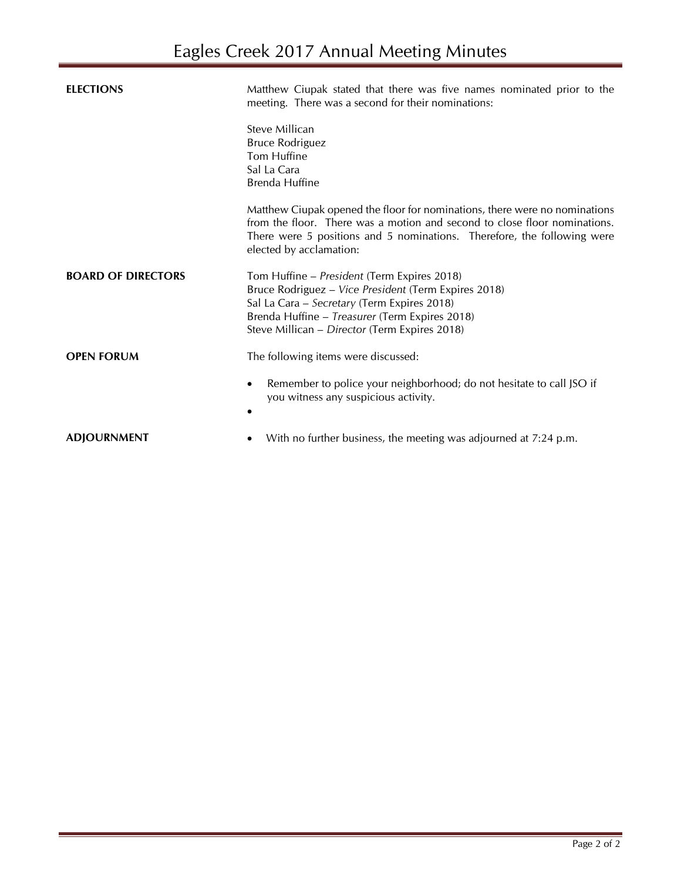**ELECTIONS**

Matthew Ciupak stated that there was five names nominated prior to the meeting. There was a second for their nominations:

Steve Millican
Bruce Rodriguez
Tom Huffine
Sal La Cara
Brenda Huffine

Matthew Ciupak opened the floor for nominations, there were no nominations from the floor. There was a motion and second to close floor nominations. There were 5 positions and 5 nominations. Therefore, the following were elected by acclamation:

**BOARD OF DIRECTORS**

Tom Huffine – *President* (Term Expires 2018)
Bruce Rodriguez – *Vice President* (Term Expires 2018)
Sal La Cara – *Secretary* (Term Expires 2018)
Brenda Huffine – *Treasurer* (Term Expires 2018)
Steve Millican – *Director* (Term Expires 2018)

**OPEN FORUM**

The following items were discussed:

- Remember to police your neighborhood; do not hesitate to call JSO if you witness any suspicious activity.
- 

**ADJOURNMENT**

- With no further business, the meeting was adjourned at 7:24 p.m.